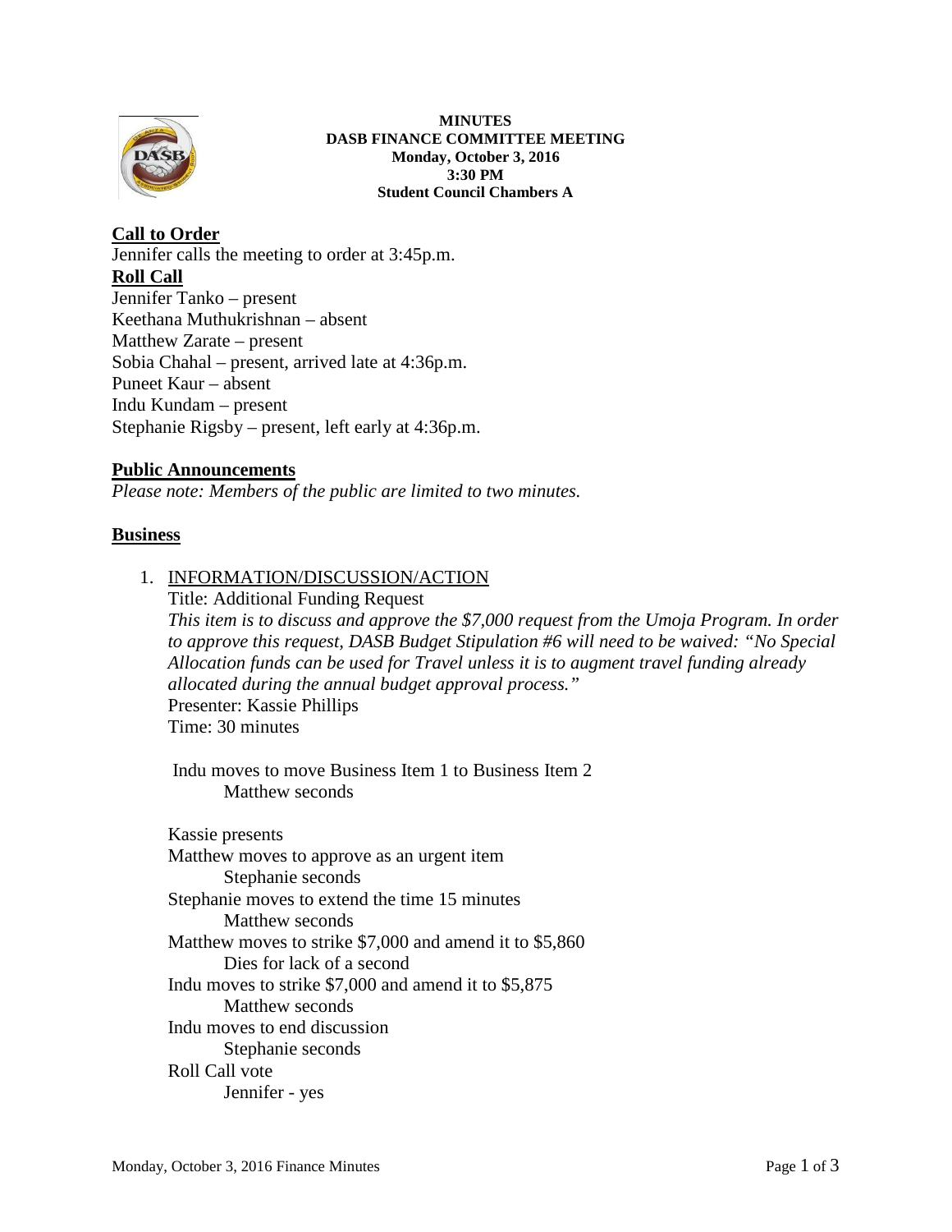**MINUTES**
**DASB FINANCE COMMITTEE MEETING**
**Monday, October 3, 2016**
**3:30 PM**
**Student Council Chambers A**

## Call to Order

Jennifer calls the meeting to order at 3:45p.m.

## Roll Call

Jennifer Tanko – present
Keethana Muthukrishnan – absent
Matthew Zarate – present
Sobia Chahal – present, arrived late at 4:36p.m.
Puneet Kaur – absent
Indu Kundam – present
Stephanie Rigsby – present, left early at 4:36p.m.

## Public Announcements

*Please note: Members of the public are limited to two minutes.*

## Business

1. INFORMATION/DISCUSSION/ACTION
   Title: Additional Funding Request
   *This item is to discuss and approve the $7,000 request from the Umoja Program. In order to approve this request, DASB Budget Stipulation #6 will need to be waived: "No Special Allocation funds can be used for Travel unless it is to augment travel funding already allocated during the annual budget approval process."*
   Presenter: Kassie Phillips
   Time: 30 minutes

   Indu moves to move Business Item 1 to Business Item 2
   Matthew seconds

   Kassie presents
   Matthew moves to approve as an urgent item
   Stephanie seconds
   Stephanie moves to extend the time 15 minutes
   Matthew seconds
   Matthew moves to strike $7,000 and amend it to $5,860
   Dies for lack of a second
   Indu moves to strike $7,000 and amend it to $5,875
   Matthew seconds
   Indu moves to end discussion
   Stephanie seconds
   Roll Call vote
   Jennifer - yes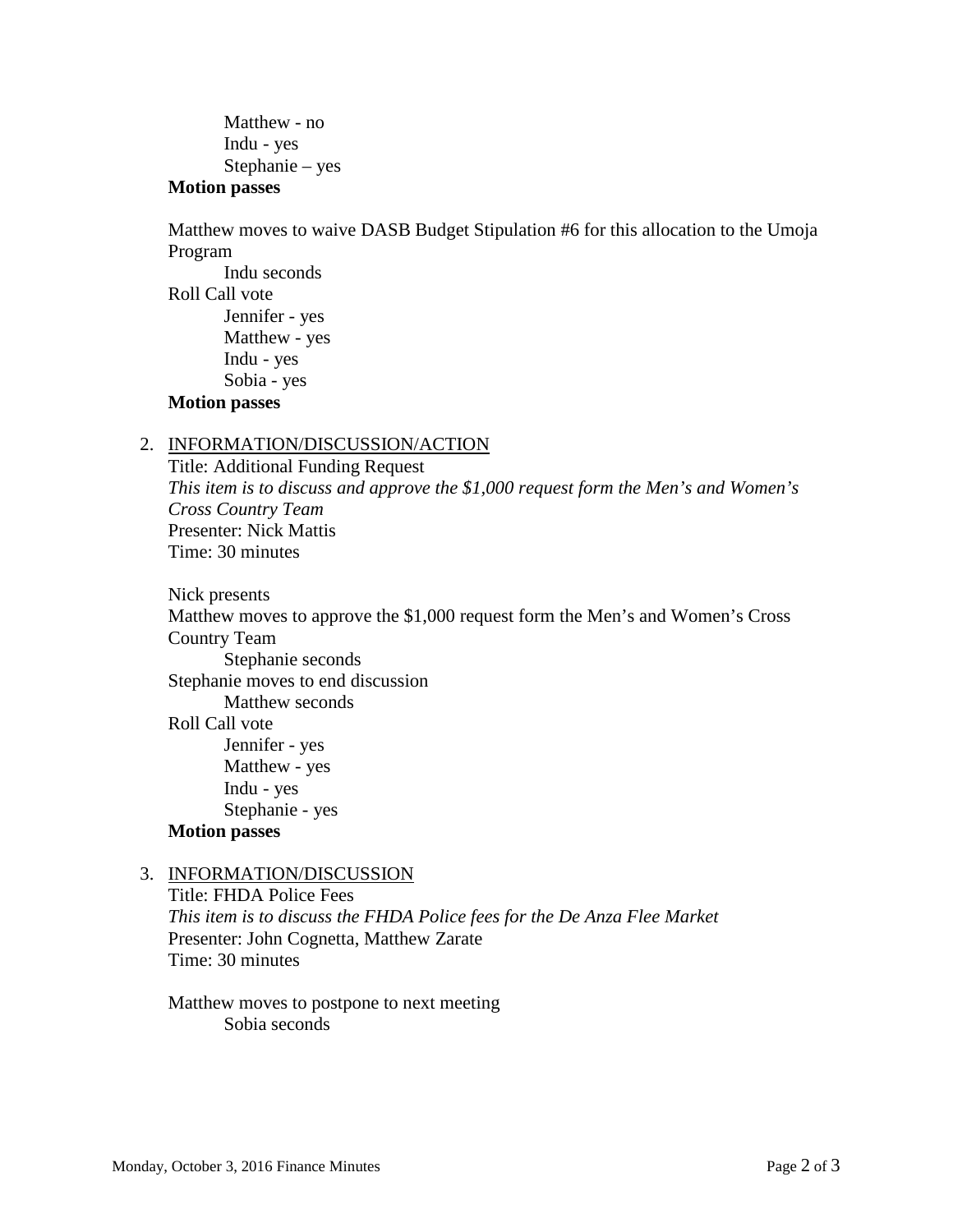Matthew - no
Indu - yes
Stephanie – yes

**Motion passes**

Matthew moves to waive DASB Budget Stipulation #6 for this allocation to the Umoja Program

Indu seconds

Roll Call vote

Jennifer - yes
Matthew - yes
Indu - yes
Sobia - yes

**Motion passes**

2. <u>INFORMATION/DISCUSSION/ACTION</u>

   Title: Additional Funding Request
   *This item is to discuss and approve the $1,000 request form the Men's and Women's Cross Country Team*
   Presenter: Nick Mattis
   Time: 30 minutes

   Nick presents

   Matthew moves to approve the $1,000 request form the Men's and Women's Cross Country Team

   Stephanie seconds

   Stephanie moves to end discussion

   Matthew seconds

   Roll Call vote

   Jennifer - yes
   Matthew - yes
   Indu - yes
   Stephanie - yes

   **Motion passes**

3. <u>INFORMATION/DISCUSSION</u>

   Title: FHDA Police Fees
   *This item is to discuss the FHDA Police fees for the De Anza Flee Market*
   Presenter: John Cognetta, Matthew Zarate
   Time: 30 minutes

   Matthew moves to postpone to next meeting

   Sobia seconds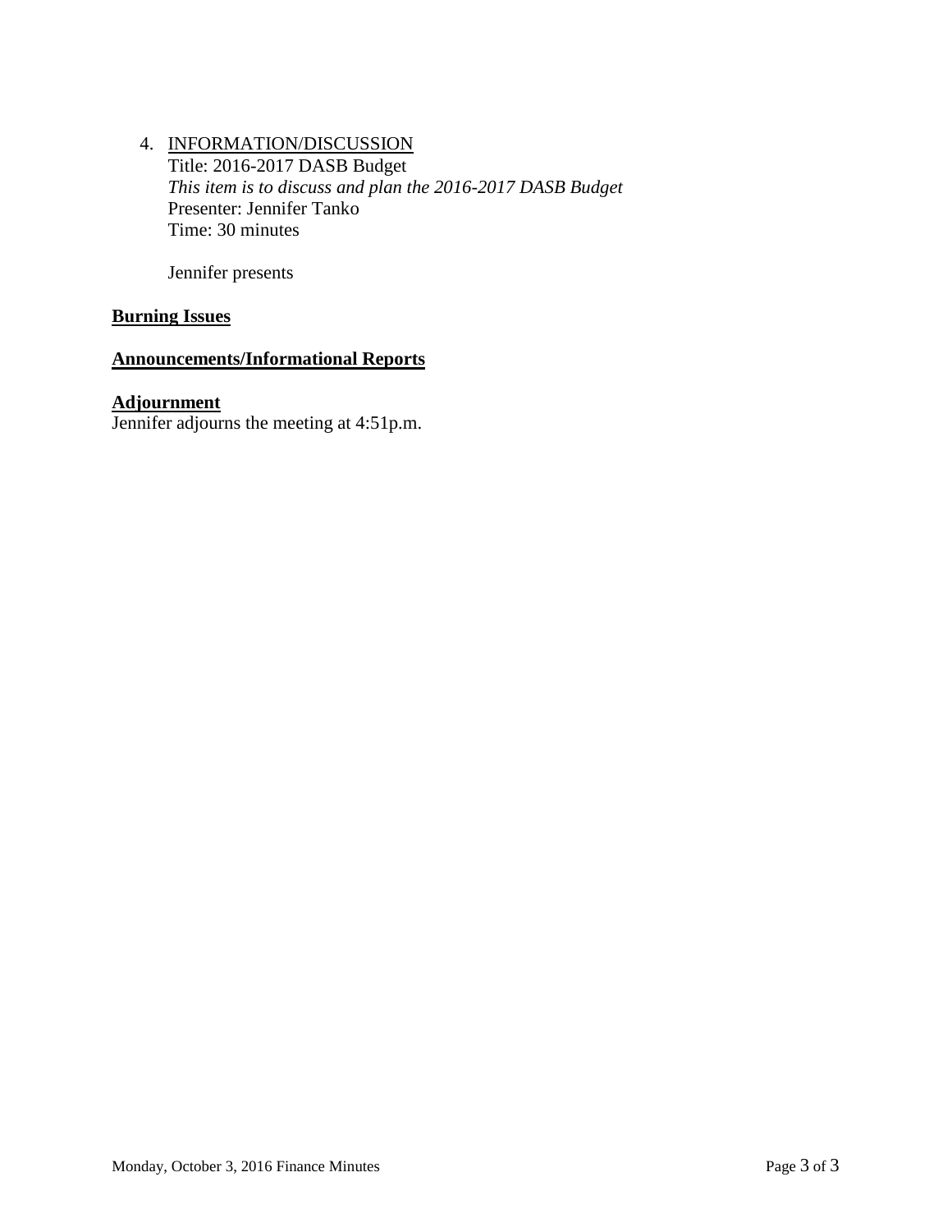4. INFORMATION/DISCUSSION
   Title: 2016-2017 DASB Budget
   *This item is to discuss and plan the 2016-2017 DASB Budget*
   Presenter: Jennifer Tanko
   Time: 30 minutes

   Jennifer presents

**Burning Issues**

**Announcements/Informational Reports**

**Adjournment**
Jennifer adjourns the meeting at 4:51p.m.